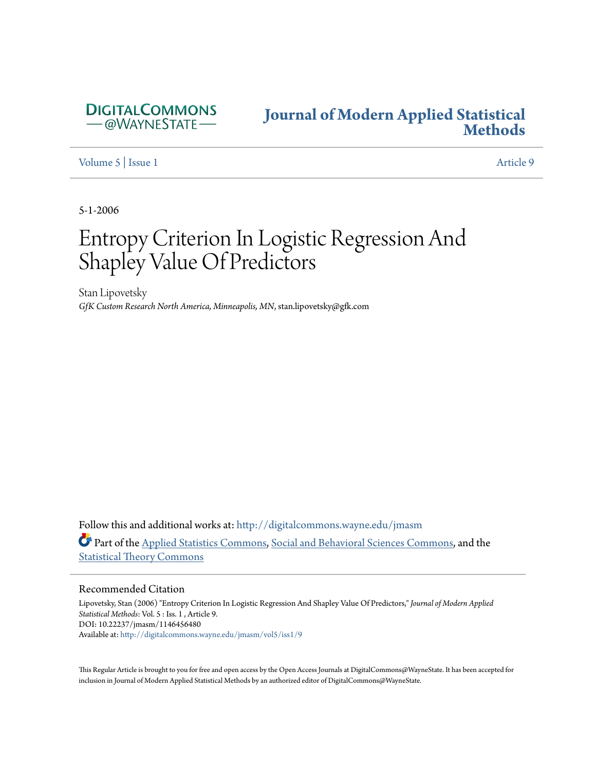DigitalCommons @WayneState

# Journal of Modern Applied Statistical Methods

Volume 5 | Issue 1 Article 9

5-1-2006

# Entropy Criterion In Logistic Regression And Shapley Value Of Predictors

Stan Lipovetsky
*GfK Custom Research North America, Minneapolis, MN*, stan.lipovetsky@gfk.com

Follow this and additional works at: http://digitalcommons.wayne.edu/jmasm

Part of the Applied Statistics Commons, Social and Behavioral Sciences Commons, and the Statistical Theory Commons

## Recommended Citation

Lipovetsky, Stan (2006) "Entropy Criterion In Logistic Regression And Shapley Value Of Predictors," *Journal of Modern Applied Statistical Methods*: Vol. 5 : Iss. 1 , Article 9.
DOI: 10.22237/jmasm/1146456480
Available at: http://digitalcommons.wayne.edu/jmasm/vol5/iss1/9

This Regular Article is brought to you for free and open access by the Open Access Journals at DigitalCommons@WayneState. It has been accepted for inclusion in Journal of Modern Applied Statistical Methods by an authorized editor of DigitalCommons@WayneState.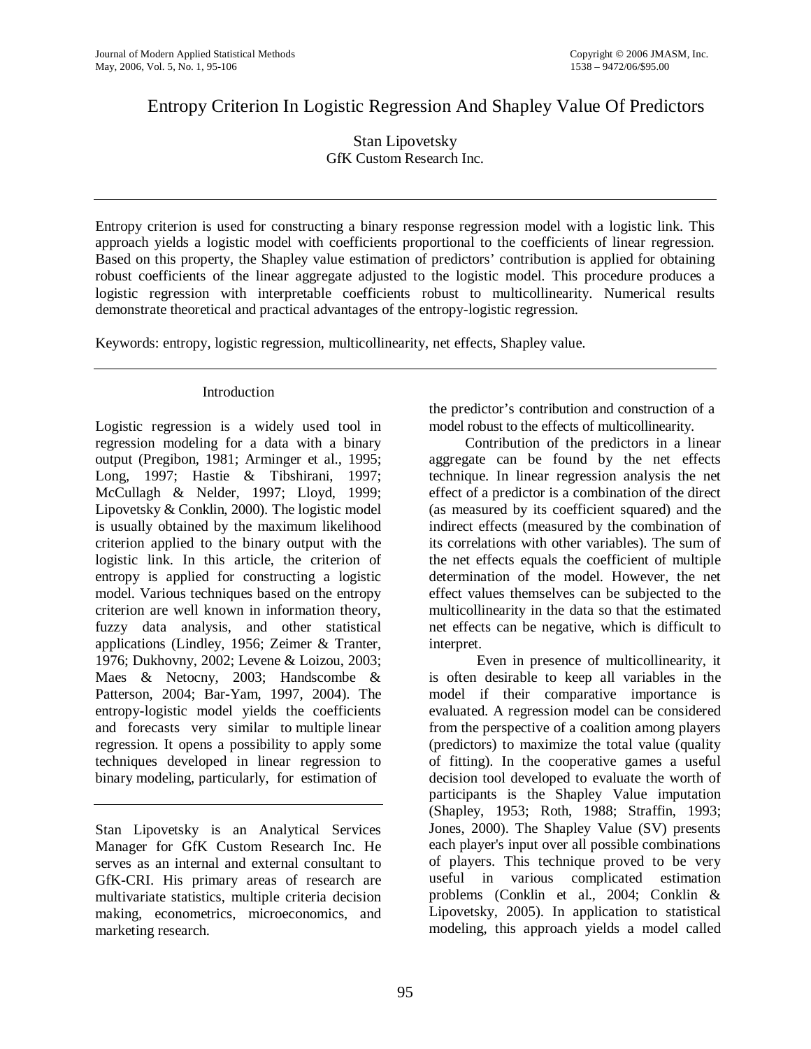# Entropy Criterion In Logistic Regression And Shapley Value Of Predictors

Stan Lipovetsky
GfK Custom Research Inc.

---

Entropy criterion is used for constructing a binary response regression model with a logistic link. This approach yields a logistic model with coefficients proportional to the coefficients of linear regression. Based on this property, the Shapley value estimation of predictors' contribution is applied for obtaining robust coefficients of the linear aggregate adjusted to the logistic model. This procedure produces a logistic regression with interpretable coefficients robust to multicollinearity. Numerical results demonstrate theoretical and practical advantages of the entropy-logistic regression.

Keywords: entropy, logistic regression, multicollinearity, net effects, Shapley value.

---

## Introduction

Logistic regression is a widely used tool in regression modeling for a data with a binary output (Pregibon, 1981; Arminger et al., 1995; Long, 1997; Hastie & Tibshirani, 1997; McCullagh & Nelder, 1997; Lloyd, 1999; Lipovetsky & Conklin, 2000). The logistic model is usually obtained by the maximum likelihood criterion applied to the binary output with the logistic link. In this article, the criterion of entropy is applied for constructing a logistic model. Various techniques based on the entropy criterion are well known in information theory, fuzzy data analysis, and other statistical applications (Lindley, 1956; Zeimer & Tranter, 1976; Dukhovny, 2002; Levene & Loizou, 2003; Maes & Netocny, 2003; Handscombe & Patterson, 2004; Bar-Yam, 1997, 2004). The entropy-logistic model yields the coefficients and forecasts very similar to multiple linear regression. It opens a possibility to apply some techniques developed in linear regression to binary modeling, particularly, for estimation of the predictor's contribution and construction of a model robust to the effects of multicollinearity.

Contribution of the predictors in a linear aggregate can be found by the net effects technique. In linear regression analysis the net effect of a predictor is a combination of the direct (as measured by its coefficient squared) and the indirect effects (measured by the combination of its correlations with other variables). The sum of the net effects equals the coefficient of multiple determination of the model. However, the net effect values themselves can be subjected to the multicollinearity in the data so that the estimated net effects can be negative, which is difficult to interpret.

Even in presence of multicollinearity, it is often desirable to keep all variables in the model if their comparative importance is evaluated. A regression model can be considered from the perspective of a coalition among players (predictors) to maximize the total value (quality of fitting). In the cooperative games a useful decision tool developed to evaluate the worth of participants is the Shapley Value imputation (Shapley, 1953; Roth, 1988; Straffin, 1993; Jones, 2000). The Shapley Value (SV) presents each player's input over all possible combinations of players. This technique proved to be very useful in various complicated estimation problems (Conklin et al., 2004; Conklin & Lipovetsky, 2005). In application to statistical modeling, this approach yields a model called

---

Stan Lipovetsky is an Analytical Services Manager for GfK Custom Research Inc. He serves as an internal and external consultant to GfK-CRI. His primary areas of research are multivariate statistics, multiple criteria decision making, econometrics, microeconomics, and marketing research.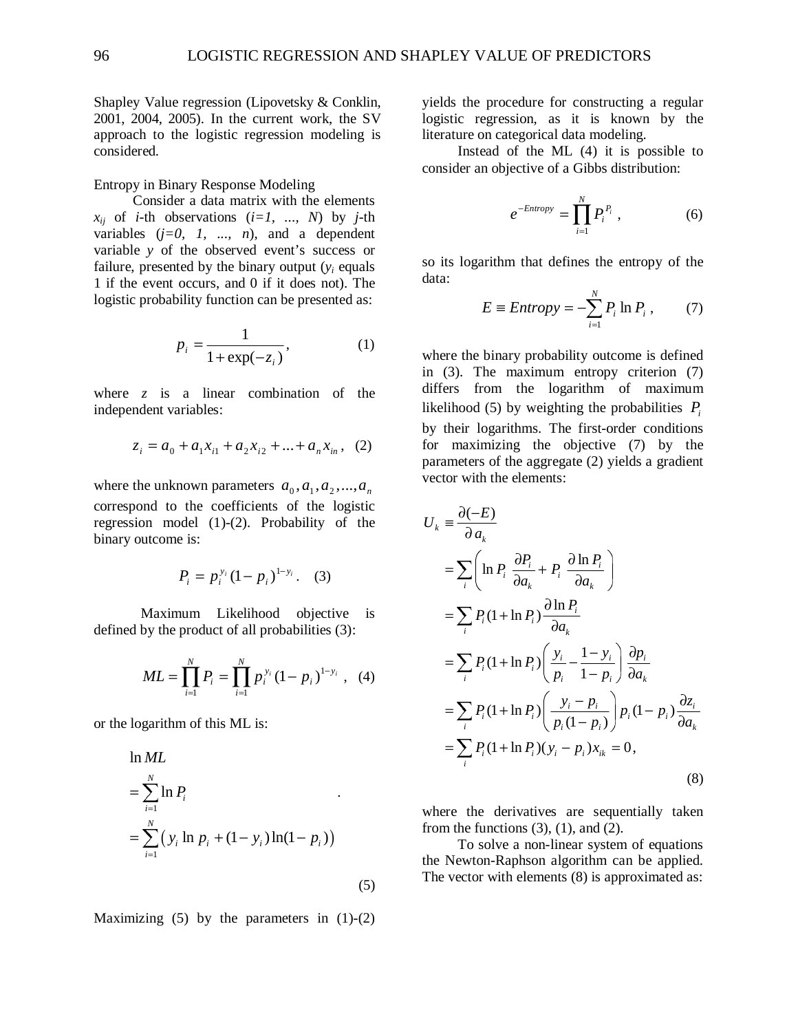Shapley Value regression (Lipovetsky & Conklin, 2001, 2004, 2005). In the current work, the SV approach to the logistic regression modeling is considered.

## Entropy in Binary Response Modeling

Consider a data matrix with the elements $x_{ij}$ of $i$-th observations ($i=1, ..., N$) by $j$-th variables ($j=0, 1, ..., n$), and a dependent variable $y$ of the observed event's success or failure, presented by the binary output ($y_i$ equals 1 if the event occurs, and 0 if it does not). The logistic probability function can be presented as:

$$p_i = \frac{1}{1+\exp(-z_i)}, \qquad (1)$$

where $z$ is a linear combination of the independent variables:

$$z_i = a_0 + a_1 x_{i1} + a_2 x_{i2} + ... + a_n x_{in}, \quad (2)$$

where the unknown parameters $a_0, a_1, a_2, ..., a_n$ correspond to the coefficients of the logistic regression model (1)-(2). Probability of the binary outcome is:

$$P_i = p_i^{y_i}(1-p_i)^{1-y_i}. \quad (3)$$

Maximum Likelihood objective is defined by the product of all probabilities (3):

$$ML = \prod_{i=1}^{N} P_i = \prod_{i=1}^{N} p_i^{y_i}(1-p_i)^{1-y_i}, \quad (4)$$

or the logarithm of this ML is:

$$\begin{aligned} &\ln ML \\ &= \sum_{i=1}^{N} \ln P_i \\ &= \sum_{i=1}^{N} \left( y_i \ln p_i + (1-y_i)\ln(1-p_i) \right) \end{aligned} \qquad (5)$$

Maximizing (5) by the parameters in (1)-(2) yields the procedure for constructing a regular logistic regression, as it is known by the literature on categorical data modeling.

Instead of the ML (4) it is possible to consider an objective of a Gibbs distribution:

$$e^{-Entropy} = \prod_{i=1}^{N} P_i^{P_i}, \qquad (6)$$

so its logarithm that defines the entropy of the data:

$$E \equiv Entropy = -\sum_{i=1}^{N} P_i \ln P_i, \qquad (7)$$

where the binary probability outcome is defined in (3). The maximum entropy criterion (7) differs from the logarithm of maximum likelihood (5) by weighting the probabilities $P_i$ by their logarithms. The first-order conditions for maximizing the objective (7) by the parameters of the aggregate (2) yields a gradient vector with the elements:

$$\begin{aligned} U_k &\equiv \frac{\partial(-E)}{\partial a_k} \\ &= \sum_i \left( \ln P_i \frac{\partial P_i}{\partial a_k} + P_i \frac{\partial \ln P_i}{\partial a_k} \right) \\ &= \sum_i P_i (1+\ln P_i) \frac{\partial \ln P_i}{\partial a_k} \\ &= \sum_i P_i (1+\ln P_i) \left( \frac{y_i}{p_i} - \frac{1-y_i}{1-p_i} \right) \frac{\partial p_i}{\partial a_k} \\ &= \sum_i P_i (1+\ln P_i) \left( \frac{y_i - p_i}{p_i(1-p_i)} \right) p_i (1-p_i) \frac{\partial z_i}{\partial a_k} \\ &= \sum_i P_i (1+\ln P_i)(y_i - p_i) x_{ik} = 0, \end{aligned} \qquad (8)$$

where the derivatives are sequentially taken from the functions (3), (1), and (2).

To solve a non-linear system of equations the Newton-Raphson algorithm can be applied. The vector with elements (8) is approximated as: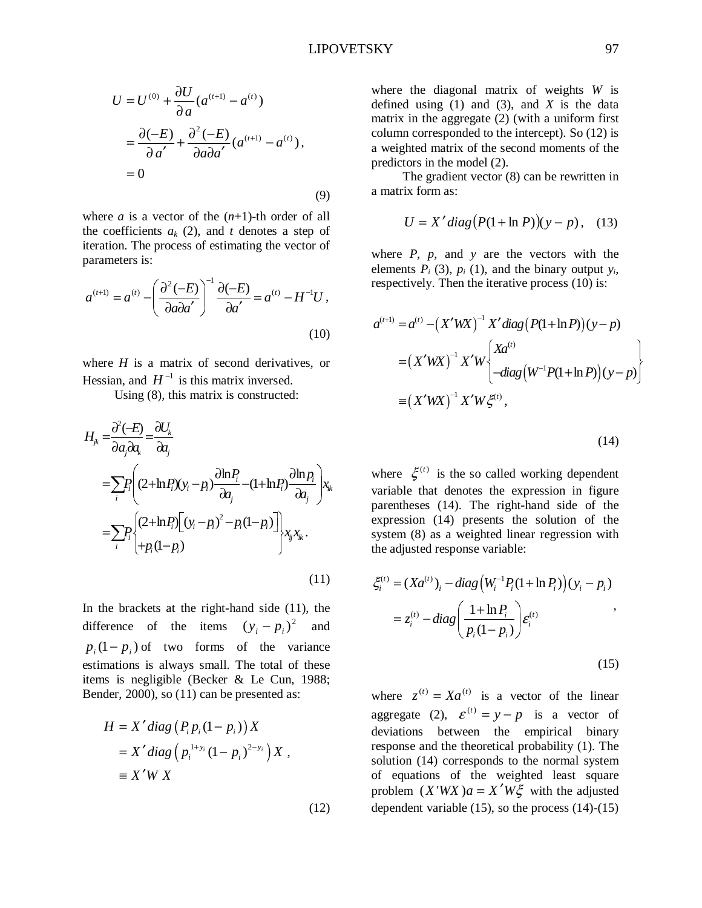$$
\begin{aligned}
U &= U^{(0)} + \frac{\partial U}{\partial a}(a^{(t+1)} - a^{(t)}) \\
&= \frac{\partial(-E)}{\partial a'} + \frac{\partial^2(-E)}{\partial a \partial a'}(a^{(t+1)} - a^{(t)}), \\
&= 0
\end{aligned}
\tag{9}
$$

where $a$ is a vector of the ($n$+1)-th order of all the coefficients $a_k$ (2), and $t$ denotes a step of iteration. The process of estimating the vector of parameters is:

$$
a^{(t+1)} = a^{(t)} - \left( \frac{\partial^2(-E)}{\partial a \partial a'} \right)^{-1} \frac{\partial(-E)}{\partial a'} = a^{(t)} - H^{-1}U,
\tag{10}
$$

where $H$ is a matrix of second derivatives, or Hessian, and $H^{-1}$ is this matrix inversed.

Using (8), this matrix is constructed:

$$
\begin{aligned}
H_{jk} &= \frac{\partial^2(-E)}{\partial a_j \partial a_k} = \frac{\partial U_k}{\partial a_j} \\
&= \sum_i P_i \left( (2 + \ln P_i)(y_i - p_i)\frac{\partial \ln P_i}{\partial a_j} - (1 + \ln P_i)\frac{\partial \ln p_i}{\partial a_j} \right) x_{ik} \\
&= \sum_i P_i \left\{ \begin{array}{l} (2 + \ln P_i)\left[ (y_i - p_i)^2 - p_i(1 - p_i) \right] \\ + p_i(1 - p_i) \end{array} \right\} x_{ij} x_{ik}.
\end{aligned}
\tag{11}
$$

In the brackets at the right-hand side (11), the difference of the items $(y_i - p_i)^2$ and $p_i(1 - p_i)$ of two forms of the variance estimations is always small. The total of these items is negligible (Becker & Le Cun, 1988; Bender, 2000), so (11) can be presented as:

$$
\begin{aligned}
H &= X' diag\left( P_i p_i (1 - p_i) \right) X \\
&= X' diag\left( p_i^{1+y_i} (1 - p_i)^{2-y_i} \right) X, \\
&\equiv X' W X
\end{aligned}
\tag{12}
$$

where the diagonal matrix of weights $W$ is defined using (1) and (3), and $X$ is the data matrix in the aggregate (2) (with a uniform first column corresponded to the intercept). So (12) is a weighted matrix of the second moments of the predictors in the model (2).

The gradient vector (8) can be rewritten in a matrix form as:

$$
U = X' diag\big(P(1 + \ln P)\big)(y - p), \tag{13}
$$

where $P$, $p$, and $y$ are the vectors with the elements $P_i$ (3), $p_i$ (1), and the binary output $y_i$, respectively. Then the iterative process (10) is:

$$
\begin{aligned}
a^{(t+1)} &= a^{(t)} - \left( X'WX \right)^{-1} X' diag\left( P(1 + \ln P) \right)(y - p) \\
&= \left( X'WX \right)^{-1} X'W \left\{ \begin{array}{l} Xa^{(t)} \\ - diag\left( W^{-1} P(1 + \ln P) \right)(y - p) \end{array} \right\} \\
&\equiv \left( X'WX \right)^{-1} X'W \xi^{(t)},
\end{aligned}
\tag{14}
$$

where $\xi^{(t)}$ is the so called working dependent variable that denotes the expression in figure parentheses (14). The right-hand side of the expression (14) presents the solution of the system (8) as a weighted linear regression with the adjusted response variable:

$$
\begin{aligned}
\xi_i^{(t)} &= (Xa^{(t)})_i - diag\left( W_i^{-1} P_i (1 + \ln P_i) \right)(y_i - p_i) \\
&= z_i^{(t)} - diag\left( \frac{1 + \ln P_i}{p_i(1 - p_i)} \right) \varepsilon_i^{(t)}
\end{aligned},
\tag{15}
$$

where $z^{(t)} = Xa^{(t)}$ is a vector of the linear aggregate (2), $\varepsilon^{(t)} = y - p$ is a vector of deviations between the empirical binary response and the theoretical probability (1). The solution (14) corresponds to the normal system of equations of the weighted least square problem $(X'WX)a = X'W\xi$ with the adjusted dependent variable (15), so the process (14)-(15)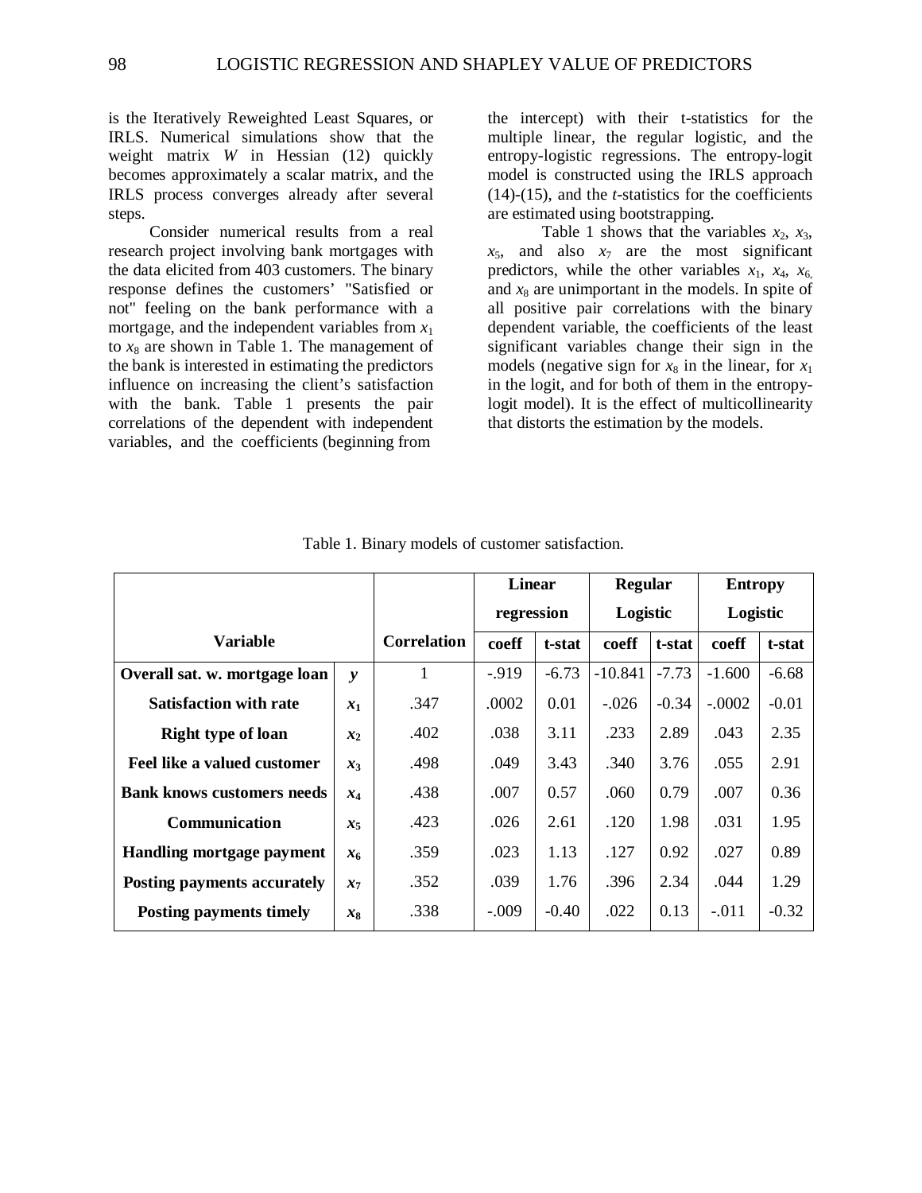is the Iteratively Reweighted Least Squares, or IRLS. Numerical simulations show that the weight matrix $W$ in Hessian (12) quickly becomes approximately a scalar matrix, and the IRLS process converges already after several steps.

Consider numerical results from a real research project involving bank mortgages with the data elicited from 403 customers. The binary response defines the customers' "Satisfied or not" feeling on the bank performance with a mortgage, and the independent variables from $x_1$ to $x_8$ are shown in Table 1. The management of the bank is interested in estimating the predictors influence on increasing the client's satisfaction with the bank. Table 1 presents the pair correlations of the dependent with independent variables, and the coefficients (beginning from the intercept) with their t-statistics for the multiple linear, the regular logistic, and the entropy-logistic regressions. The entropy-logit model is constructed using the IRLS approach (14)-(15), and the $t$-statistics for the coefficients are estimated using bootstrapping.

Table 1 shows that the variables $x_2$, $x_3$, $x_5$, and also $x_7$ are the most significant predictors, while the other variables $x_1$, $x_4$, $x_6$, and $x_8$ are unimportant in the models. In spite of all positive pair correlations with the binary dependent variable, the coefficients of the least significant variables change their sign in the models (negative sign for $x_8$ in the linear, for $x_1$ in the logit, and for both of them in the entropy-logit model). It is the effect of multicollinearity that distorts the estimation by the models.

Table 1. Binary models of customer satisfaction.

| Variable | | Correlation | Linear regression | | Regular Logistic | | Entropy Logistic | |
|---|---|---|---|---|---|---|---|---|
| | | | coeff | t-stat | coeff | t-stat | coeff | t-stat |
| **Overall sat. w. mortgage loan** | $y$ | 1 | -.919 | -6.73 | -10.841 | -7.73 | -1.600 | -6.68 |
| **Satisfaction with rate** | $x_1$ | .347 | .0002 | 0.01 | -.026 | -0.34 | -.0002 | -0.01 |
| **Right type of loan** | $x_2$ | .402 | .038 | 3.11 | .233 | 2.89 | .043 | 2.35 |
| **Feel like a valued customer** | $x_3$ | .498 | .049 | 3.43 | .340 | 3.76 | .055 | 2.91 |
| **Bank knows customers needs** | $x_4$ | .438 | .007 | 0.57 | .060 | 0.79 | .007 | 0.36 |
| **Communication** | $x_5$ | .423 | .026 | 2.61 | .120 | 1.98 | .031 | 1.95 |
| **Handling mortgage payment** | $x_6$ | .359 | .023 | 1.13 | .127 | 0.92 | .027 | 0.89 |
| **Posting payments accurately** | $x_7$ | .352 | .039 | 1.76 | .396 | 2.34 | .044 | 1.29 |
| **Posting payments timely** | $x_8$ | .338 | -.009 | -0.40 | .022 | 0.13 | -.011 | -0.32 |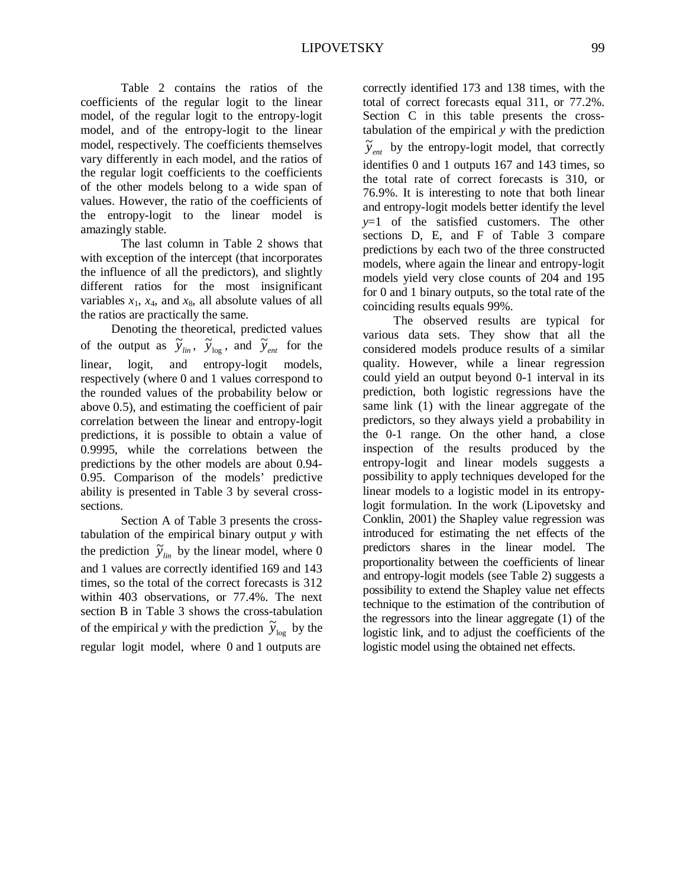Table 2 contains the ratios of the coefficients of the regular logit to the linear model, of the regular logit to the entropy-logit model, and of the entropy-logit to the linear model, respectively. The coefficients themselves vary differently in each model, and the ratios of the regular logit coefficients to the coefficients of the other models belong to a wide span of values. However, the ratio of the coefficients of the entropy-logit to the linear model is amazingly stable.

The last column in Table 2 shows that with exception of the intercept (that incorporates the influence of all the predictors), and slightly different ratios for the most insignificant variables $x_1$, $x_4$, and $x_8$, all absolute values of all the ratios are practically the same.

Denoting the theoretical, predicted values of the output as $\tilde{y}_{lin}$, $\tilde{y}_{\log}$, and $\tilde{y}_{ent}$ for the linear, logit, and entropy-logit models, respectively (where 0 and 1 values correspond to the rounded values of the probability below or above 0.5), and estimating the coefficient of pair correlation between the linear and entropy-logit predictions, it is possible to obtain a value of 0.9995, while the correlations between the predictions by the other models are about 0.94-0.95. Comparison of the models' predictive ability is presented in Table 3 by several cross-sections.

Section A of Table 3 presents the cross-tabulation of the empirical binary output $y$ with the prediction $\tilde{y}_{lin}$ by the linear model, where 0 and 1 values are correctly identified 169 and 143 times, so the total of the correct forecasts is 312 within 403 observations, or 77.4%. The next section B in Table 3 shows the cross-tabulation of the empirical $y$ with the prediction $\tilde{y}_{\log}$ by the regular logit model, where 0 and 1 outputs are correctly identified 173 and 138 times, with the total of correct forecasts equal 311, or 77.2%. Section C in this table presents the cross-tabulation of the empirical $y$ with the prediction $\tilde{y}_{ent}$ by the entropy-logit model, that correctly identifies 0 and 1 outputs 167 and 143 times, so the total rate of correct forecasts is 310, or 76.9%. It is interesting to note that both linear and entropy-logit models better identify the level $y$=1 of the satisfied customers. The other sections D, E, and F of Table 3 compare predictions by each two of the three constructed models, where again the linear and entropy-logit models yield very close counts of 204 and 195 for 0 and 1 binary outputs, so the total rate of the coinciding results equals 99%.

The observed results are typical for various data sets. They show that all the considered models produce results of a similar quality. However, while a linear regression could yield an output beyond 0-1 interval in its prediction, both logistic regressions have the same link (1) with the linear aggregate of the predictors, so they always yield a probability in the 0-1 range. On the other hand, a close inspection of the results produced by the entropy-logit and linear models suggests a possibility to apply techniques developed for the linear models to a logistic model in its entropy-logit formulation. In the work (Lipovetsky and Conklin, 2001) the Shapley value regression was introduced for estimating the net effects of the predictors shares in the linear model. The proportionality between the coefficients of linear and entropy-logit models (see Table 2) suggests a possibility to extend the Shapley value net effects technique to the estimation of the contribution of the regressors into the linear aggregate (1) of the logistic link, and to adjust the coefficients of the logistic model using the obtained net effects.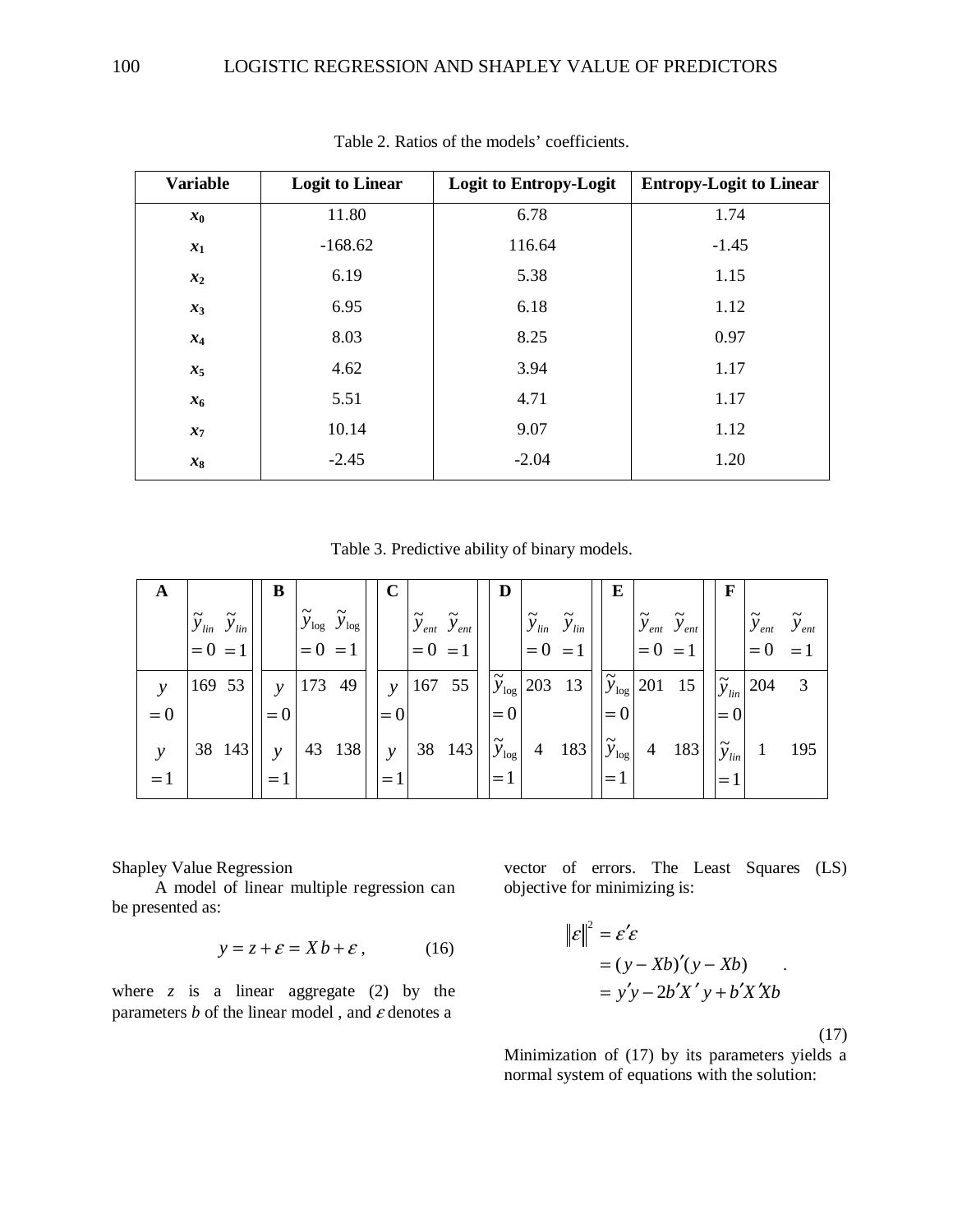Table 2. Ratios of the models' coefficients.

| Variable | Logit to Linear | Logit to Entropy-Logit | Entropy-Logit to Linear |
|---|---|---|---|
| $x_0$ | 11.80 | 6.78 | 1.74 |
| $x_1$ | -168.62 | 116.64 | -1.45 |
| $x_2$ | 6.19 | 5.38 | 1.15 |
| $x_3$ | 6.95 | 6.18 | 1.12 |
| $x_4$ | 8.03 | 8.25 | 0.97 |
| $x_5$ | 4.62 | 3.94 | 1.17 |
| $x_6$ | 5.51 | 4.71 | 1.17 |
| $x_7$ | 10.14 | 9.07 | 1.12 |
| $x_8$ | -2.45 | -2.04 | 1.20 |

Table 3. Predictive ability of binary models.

| **A** | $\tilde{y}_{lin}=0$ | $\tilde{y}_{lin}=1$ | **B** | $\tilde{y}_{\log}=0$ | $\tilde{y}_{\log}=1$ | **C** | $\tilde{y}_{ent}=0$ | $\tilde{y}_{ent}=1$ | **D** | $\tilde{y}_{lin}=0$ | $\tilde{y}_{lin}=1$ | **E** | $\tilde{y}_{ent}=0$ | $\tilde{y}_{ent}=1$ | **F** | $\tilde{y}_{ent}=0$ | $\tilde{y}_{ent}=1$ |
|---|---|---|---|---|---|---|---|---|---|---|---|---|---|---|---|---|---|
| $y=0$ | 169 | 53 | $y=0$ | 173 | 49 | $y=0$ | 167 | 55 | $\tilde{y}_{\log}=0$ | 203 | 13 | $\tilde{y}_{\log}=0$ | 201 | 15 | $\tilde{y}_{lin}=0$ | 204 | 3 |
| $y=1$ | 38 | 143 | $y=1$ | 43 | 138 | $y=1$ | 38 | 143 | $\tilde{y}_{\log}=1$ | 4 | 183 | $\tilde{y}_{\log}=1$ | 4 | 183 | $\tilde{y}_{lin}=1$ | 1 | 195 |

Shapley Value Regression

A model of linear multiple regression can be presented as:

$$y = z + \varepsilon = Xb + \varepsilon \,, \qquad (16)$$

where $z$ is a linear aggregate (2) by the parameters $b$ of the linear model , and $\varepsilon$ denotes a vector of errors. The Least Squares (LS) objective for minimizing is:

$$\begin{aligned} \|\varepsilon\|^2 &= \varepsilon'\varepsilon \\ &= (y - Xb)'(y - Xb) \\ &= y'y - 2b'X'y + b'X'Xb \end{aligned} \qquad (17)$$

Minimization of (17) by its parameters yields a normal system of equations with the solution: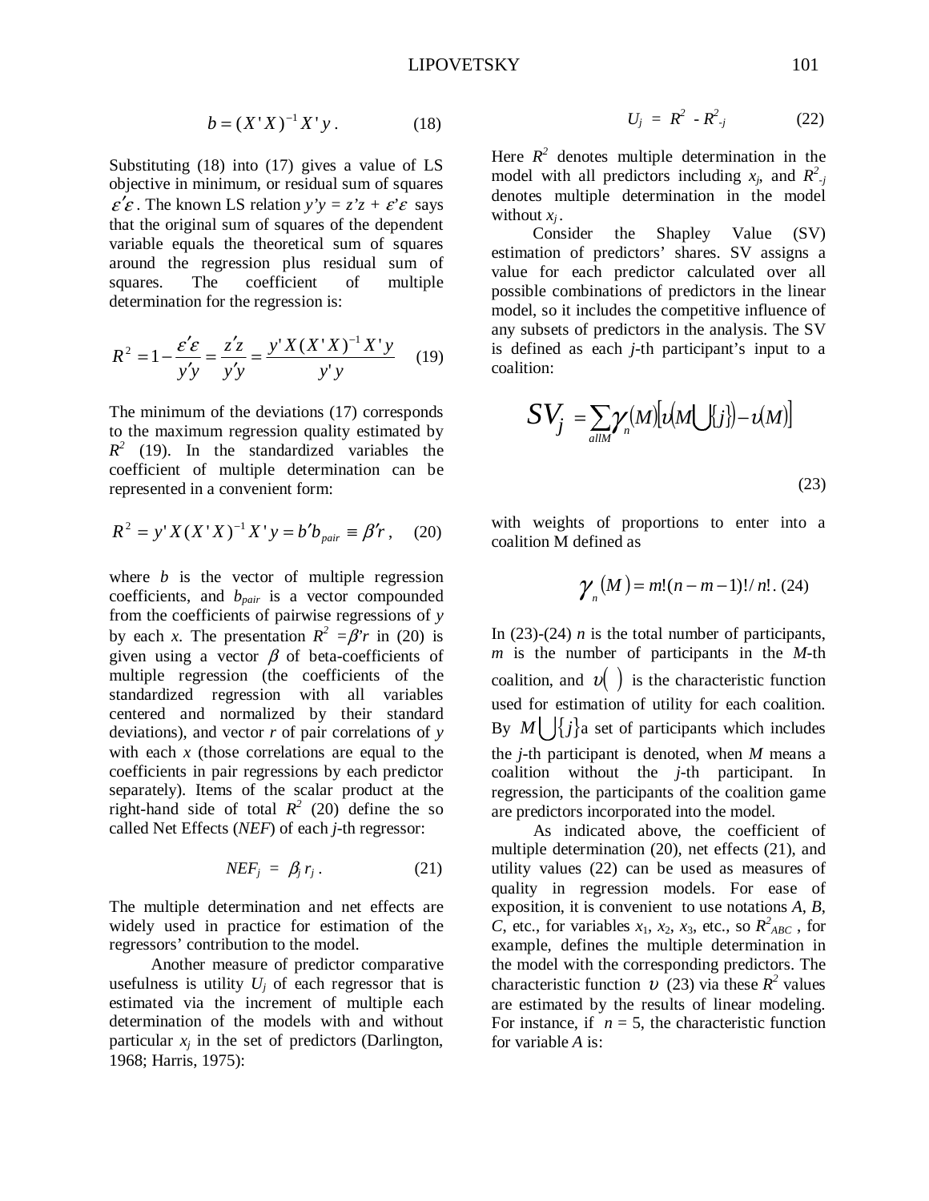$$b = (X'X)^{-1}X'y\,. \tag{18}$$

Substituting (18) into (17) gives a value of LS objective in minimum, or residual sum of squares $\varepsilon'\varepsilon$. The known LS relation $y'y = z'z + \varepsilon'\varepsilon$ says that the original sum of squares of the dependent variable equals the theoretical sum of squares around the regression plus residual sum of squares. The coefficient of multiple determination for the regression is:

$$R^2 = 1 - \frac{\varepsilon'\varepsilon}{y'y} = \frac{z'z}{y'y} = \frac{y'X(X'X)^{-1}X'y}{y'y} \tag{19}$$

The minimum of the deviations (17) corresponds to the maximum regression quality estimated by $R^2$ (19). In the standardized variables the coefficient of multiple determination can be represented in a convenient form:

$$R^2 = y'X(X'X)^{-1}X'y = b'b_{pair} \equiv \beta' r\,, \tag{20}$$

where $b$ is the vector of multiple regression coefficients, and $b_{pair}$ is a vector compounded from the coefficients of pairwise regressions of $y$ by each $x$. The presentation $R^2 = \beta' r$ in (20) is given using a vector $\beta$ of beta-coefficients of multiple regression (the coefficients of the standardized regression with all variables centered and normalized by their standard deviations), and vector $r$ of pair correlations of $y$ with each $x$ (those correlations are equal to the coefficients in pair regressions by each predictor separately). Items of the scalar product at the right-hand side of total $R^2$ (20) define the so called Net Effects (*NEF*) of each $j$-th regressor:

$$NEF_j = \beta_j r_j\,. \tag{21}$$

The multiple determination and net effects are widely used in practice for estimation of the regressors' contribution to the model.

Another measure of predictor comparative usefulness is utility $U_j$ of each regressor that is estimated via the increment of multiple each determination of the models with and without particular $x_j$ in the set of predictors (Darlington, 1968; Harris, 1975):

$$U_j = R^2 - R^2_{-j} \tag{22}$$

Here $R^2$ denotes multiple determination in the model with all predictors including $x_j$, and $R^2_{-j}$ denotes multiple determination in the model without $x_j$.

Consider the Shapley Value (SV) estimation of predictors' shares. SV assigns a value for each predictor calculated over all possible combinations of predictors in the linear model, so it includes the competitive influence of any subsets of predictors in the analysis. The SV is defined as each $j$-th participant's input to a coalition:

$$SV_j = \sum_{allM} \gamma_n(M)\left[\upsilon\left(M \bigcup \{j\}\right) - \upsilon(M)\right] \tag{23}$$

with weights of proportions to enter into a coalition M defined as

$$\gamma_n(M) = m!(n-m-1)!/n!\,. \tag{24}$$

In (23)-(24) $n$ is the total number of participants, $m$ is the number of participants in the $M$-th coalition, and $\upsilon(\;)$ is the characteristic function used for estimation of utility for each coalition. By $M \bigcup \{j\}$ a set of participants which includes the $j$-th participant is denoted, when $M$ means a coalition without the $j$-th participant. In regression, the participants of the coalition game are predictors incorporated into the model.

As indicated above, the coefficient of multiple determination (20), net effects (21), and utility values (22) can be used as measures of quality in regression models. For ease of exposition, it is convenient to use notations $A$, $B$, $C$, etc., for variables $x_1$, $x_2$, $x_3$, etc., so $R^2_{ABC}$, for example, defines the multiple determination in the model with the corresponding predictors. The characteristic function $\upsilon$ (23) via these $R^2$ values are estimated by the results of linear modeling. For instance, if $n = 5$, the characteristic function for variable $A$ is: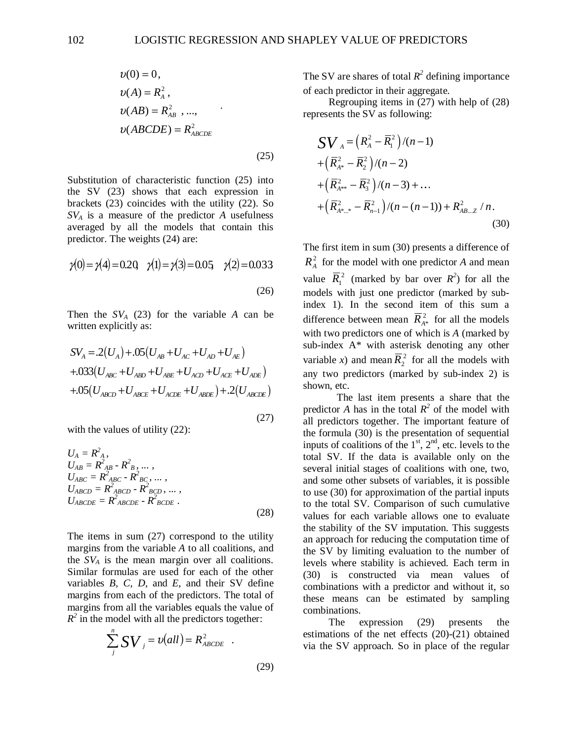$$\upsilon(0) = 0,$$
$$\upsilon(A) = R_A^2,$$
$$\upsilon(AB) = R_{AB}^2 \ , ...,$$
$$\upsilon(ABCDE) = R_{ABCDE}^2 \qquad (25)$$

Substitution of characteristic function (25) into the SV (23) shows that each expression in brackets (23) coincides with the utility (22). So $SV_A$ is a measure of the predictor *A* usefulness averaged by all the models that contain this predictor. The weights (24) are:

$$\gamma(0) = \gamma(4) = 0.20, \quad \gamma(1) = \gamma(3) = 0.05, \quad \gamma(2) = 0.033 \qquad (26)$$

Then the $SV_A$ (23) for the variable *A* can be written explicitly as:

$$\begin{aligned} SV_A &= .2(U_A) + .05(U_{AB} + U_{AC} + U_{AD} + U_{AE}) \\ &+ .033(U_{ABC} + U_{ABD} + U_{ABE} + U_{ACD} + U_{ACE} + U_{ADE}) \\ &+ .05(U_{ABCD} + U_{ABCE} + U_{ACDE} + U_{ABDE}) + .2(U_{ABCDE}) \end{aligned} \qquad (27)$$

with the values of utility (22):

$$\begin{aligned} U_A &= R^2_A, \\ U_{AB} &= R^2_{AB} - R^2_B, \ ... \ , \\ U_{ABC} &= R^2_{ABC} - R^2_{BC}, \ ... \ , \\ U_{ABCD} &= R^2_{ABCD} - R^2_{BCD}, \ ... \ , \\ U_{ABCDE} &= R^2_{ABCDE} - R^2_{BCDE} \ . \end{aligned} \qquad (28)$$

The items in sum (27) correspond to the utility margins from the variable *A* to all coalitions, and the $SV_A$ is the mean margin over all coalitions. Similar formulas are used for each of the other variables *B*, *C*, *D*, and *E*, and their SV define margins from each of the predictors. The total of margins from all the variables equals the value of $R^2$ in the model with all the predictors together:

$$\sum_j^n SV_j = \upsilon(all) = R_{ABCDE}^2 \ . \qquad (29)$$

The SV are shares of total $R^2$ defining importance of each predictor in their aggregate.

Regrouping items in (27) with help of (28) represents the SV as following:

$$\begin{aligned} SV_A &= \left(R_A^2 - \overline{R}_1^2\right)/(n-1) \\ &+ \left(\overline{R}_{A*}^2 - \overline{R}_2^2\right)/(n-2) \\ &+ \left(\overline{R}_{A**}^2 - \overline{R}_3^2\right)/(n-3) + \ldots \\ &+ \left(\overline{R}_{A*\ldots*}^2 - \overline{R}_{n-1}^2\right)/(n-(n-1)) + R_{AB\ldots Z}^2 / n. \end{aligned} \qquad (30)$$

The first item in sum (30) presents a difference of $R_A^2$ for the model with one predictor *A* and mean value $\overline{R}_1^2$ (marked by bar over $R^2$) for all the models with just one predictor (marked by sub-index 1). In the second item of this sum a difference between mean $\overline{R}_{A*}^2$ for all the models with two predictors one of which is *A* (marked by sub-index A* with asterisk denoting any other variable *x*) and mean $\overline{R}_2^2$ for all the models with any two predictors (marked by sub-index 2) is shown, etc.

The last item presents a share that the predictor *A* has in the total $R^2$ of the model with all predictors together. The important feature of the formula (30) is the presentation of sequential inputs of coalitions of the 1st, 2nd, etc. levels to the total SV. If the data is available only on the several initial stages of coalitions with one, two, and some other subsets of variables, it is possible to use (30) for approximation of the partial inputs to the total SV. Comparison of such cumulative values for each variable allows one to evaluate the stability of the SV imputation. This suggests an approach for reducing the computation time of the SV by limiting evaluation to the number of levels where stability is achieved. Each term in (30) is constructed via mean values of combinations with a predictor and without it, so these means can be estimated by sampling combinations.

The expression (29) presents the estimations of the net effects (20)-(21) obtained via the SV approach. So in place of the regular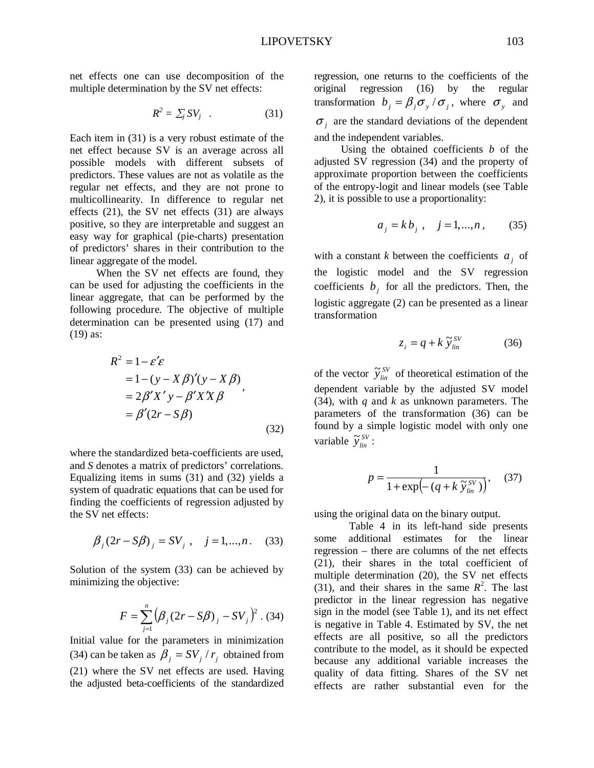net effects one can use decomposition of the multiple determination by the SV net effects:

$$R^2 = \sum_j SV_j \quad . \tag{31}$$

Each item in (31) is a very robust estimate of the net effect because SV is an average across all possible models with different subsets of predictors. These values are not as volatile as the regular net effects, and they are not prone to multicollinearity. In difference to regular net effects (21), the SV net effects (31) are always positive, so they are interpretable and suggest an easy way for graphical (pie-charts) presentation of predictors' shares in their contribution to the linear aggregate of the model.

When the SV net effects are found, they can be used for adjusting the coefficients in the linear aggregate, that can be performed by the following procedure. The objective of multiple determination can be presented using (17) and (19) as:

$$\begin{aligned} R^2 &= 1 - \varepsilon'\varepsilon \\ &= 1 - (y - X\beta)'(y - X\beta) \\ &= 2\beta' X' y - \beta' X' X \beta \\ &= \beta'(2r - S\beta) \end{aligned} , \tag{32}$$

where the standardized beta-coefficients are used, and $S$ denotes a matrix of predictors' correlations. Equalizing items in sums (31) and (32) yields a system of quadratic equations that can be used for finding the coefficients of regression adjusted by the SV net effects:

$$\beta_j (2r - S\beta)_j = SV_j \ , \quad j = 1, ..., n . \tag{33}$$

Solution of the system (33) can be achieved by minimizing the objective:

$$F = \sum_{j=1}^{n} \left( \beta_j (2r - S\beta)_j - SV_j \right)^2 . \tag{34}$$

Initial value for the parameters in minimization (34) can be taken as $\beta_j = SV_j / r_j$ obtained from (21) where the SV net effects are used. Having the adjusted beta-coefficients of the standardized regression, one returns to the coefficients of the original regression (16) by the regular transformation $b_j = \beta_j \sigma_y / \sigma_j$, where $\sigma_y$ and $\sigma_j$ are the standard deviations of the dependent and the independent variables.

Using the obtained coefficients $b$ of the adjusted SV regression (34) and the property of approximate proportion between the coefficients of the entropy-logit and linear models (see Table 2), it is possible to use a proportionality:

$$a_j = k\, b_j \ , \quad j = 1, ..., n , \tag{35}$$

with a constant $k$ between the coefficients $a_j$ of the logistic model and the SV regression coefficients $b_j$ for all the predictors. Then, the logistic aggregate (2) can be presented as a linear transformation

$$z_i = q + k\, \tilde{y}_{lin}^{SV} \tag{36}$$

of the vector $\tilde{y}_{lin}^{SV}$ of theoretical estimation of the dependent variable by the adjusted SV model (34), with $q$ and $k$ as unknown parameters. The parameters of the transformation (36) can be found by a simple logistic model with only one variable $\tilde{y}_{lin}^{SV}$:

$$p = \frac{1}{1 + \exp\left( -(q + k\, \tilde{y}_{lin}^{SV}) \right)}, \tag{37}$$

using the original data on the binary output.

Table 4 in its left-hand side presents some additional estimates for the linear regression – there are columns of the net effects (21), their shares in the total coefficient of multiple determination (20), the SV net effects (31), and their shares in the same $R^2$. The last predictor in the linear regression has negative sign in the model (see Table 1), and its net effect is negative in Table 4. Estimated by SV, the net effects are all positive, so all the predictors contribute to the model, as it should be expected because any additional variable increases the quality of data fitting. Shares of the SV net effects are rather substantial even for the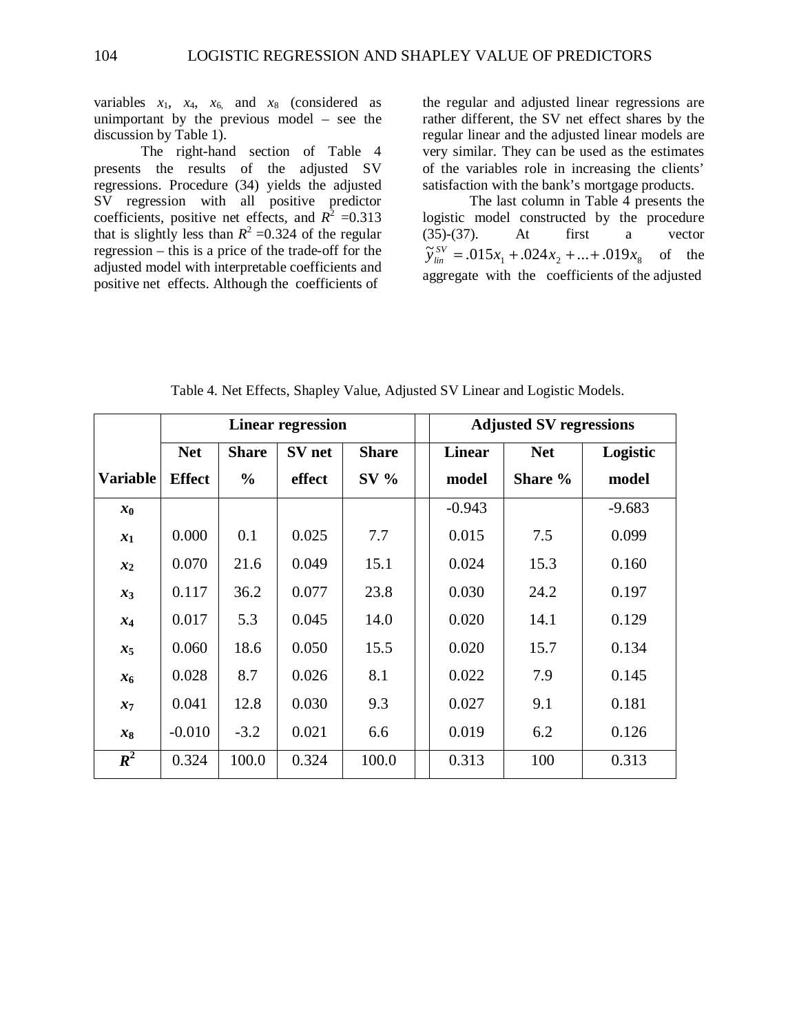variables $x_1$, $x_4$, $x_6$, and $x_8$ (considered as unimportant by the previous model – see the discussion by Table 1).

The right-hand section of Table 4 presents the results of the adjusted SV regressions. Procedure (34) yields the adjusted SV regression with all positive predictor coefficients, positive net effects, and $R^2$ =0.313 that is slightly less than $R^2$ =0.324 of the regular regression – this is a price of the trade-off for the adjusted model with interpretable coefficients and positive net effects. Although the coefficients of the regular and adjusted linear regressions are rather different, the SV net effect shares by the regular linear and the adjusted linear models are very similar. They can be used as the estimates of the variables role in increasing the clients' satisfaction with the bank's mortgage products.

The last column in Table 4 presents the logistic model constructed by the procedure (35)-(37). At first a vector $\tilde{y}_{lin}^{SV} = .015x_1 + .024x_2 + ... + .019x_8$ of the aggregate with the coefficients of the adjusted

Table 4. Net Effects, Shapley Value, Adjusted SV Linear and Logistic Models.

| | Linear regression | | | | | Adjusted SV regressions | | |
|---|---|---|---|---|---|---|---|---|
| **Variable** | **Net Effect** | **Share %** | **SV net effect** | **Share SV %** | | **Linear model** | **Net Share %** | **Logistic model** |
| $x_0$ | | | | | | -0.943 | | -9.683 |
| $x_1$ | 0.000 | 0.1 | 0.025 | 7.7 | | 0.015 | 7.5 | 0.099 |
| $x_2$ | 0.070 | 21.6 | 0.049 | 15.1 | | 0.024 | 15.3 | 0.160 |
| $x_3$ | 0.117 | 36.2 | 0.077 | 23.8 | | 0.030 | 24.2 | 0.197 |
| $x_4$ | 0.017 | 5.3 | 0.045 | 14.0 | | 0.020 | 14.1 | 0.129 |
| $x_5$ | 0.060 | 18.6 | 0.050 | 15.5 | | 0.020 | 15.7 | 0.134 |
| $x_6$ | 0.028 | 8.7 | 0.026 | 8.1 | | 0.022 | 7.9 | 0.145 |
| $x_7$ | 0.041 | 12.8 | 0.030 | 9.3 | | 0.027 | 9.1 | 0.181 |
| $x_8$ | -0.010 | -3.2 | 0.021 | 6.6 | | 0.019 | 6.2 | 0.126 |
| $R^2$ | 0.324 | 100.0 | 0.324 | 100.0 | | 0.313 | 100 | 0.313 |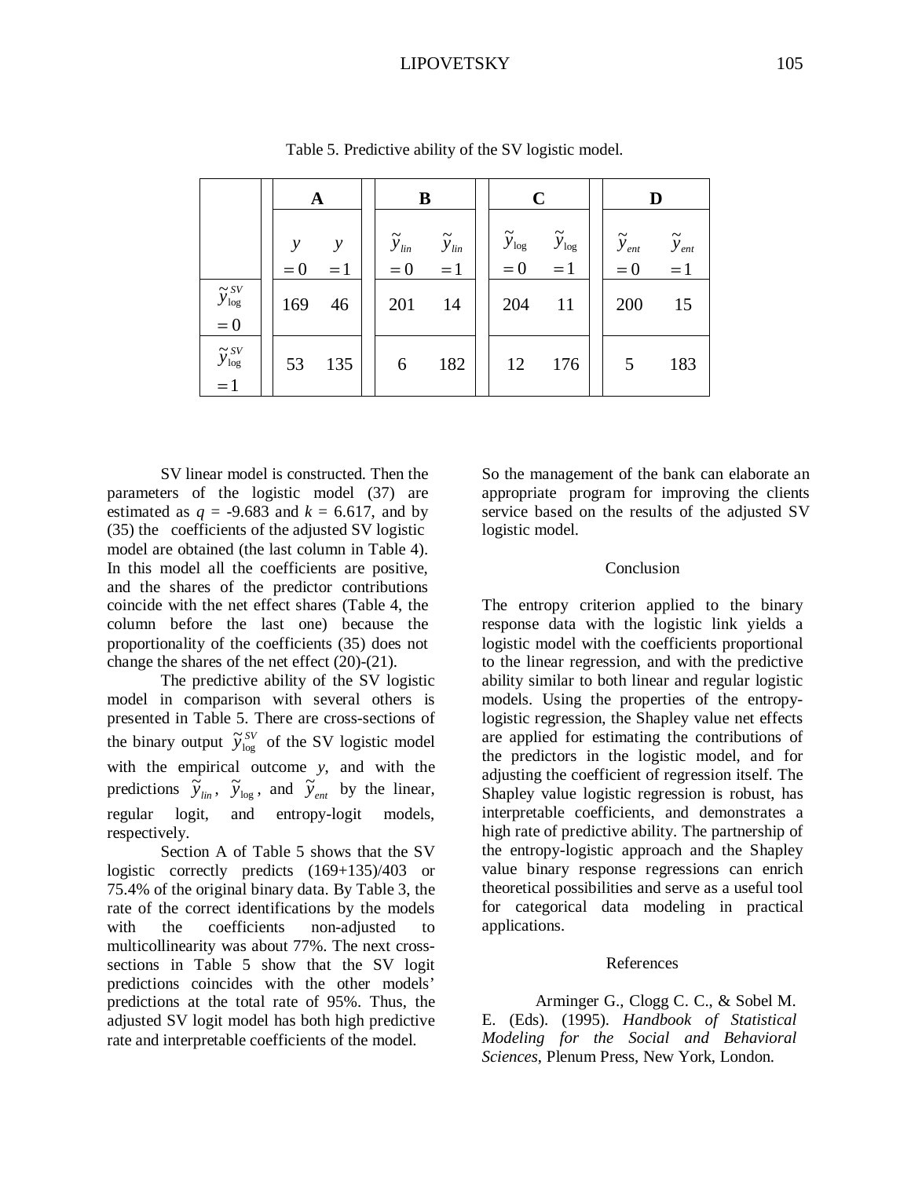Table 5. Predictive ability of the SV logistic model.

| | A | | B | | C | | D | |
|---|---|---|---|---|---|---|---|---|
| | $y = 0$ | $y = 1$ | $\tilde{y}_{lin} = 0$ | $\tilde{y}_{lin} = 1$ | $\tilde{y}_{\log} = 0$ | $\tilde{y}_{\log} = 1$ | $\tilde{y}_{ent} = 0$ | $\tilde{y}_{ent} = 1$ |
| $\tilde{y}_{\log}^{SV} = 0$ | 169 | 46 | 201 | 14 | 204 | 11 | 200 | 15 |
| $\tilde{y}_{\log}^{SV} = 1$ | 53 | 135 | 6 | 182 | 12 | 176 | 5 | 183 |

SV linear model is constructed. Then the parameters of the logistic model (37) are estimated as $q$ = -9.683 and $k$ = 6.617, and by (35) the coefficients of the adjusted SV logistic model are obtained (the last column in Table 4). In this model all the coefficients are positive, and the shares of the predictor contributions coincide with the net effect shares (Table 4, the column before the last one) because the proportionality of the coefficients (35) does not change the shares of the net effect (20)-(21).

The predictive ability of the SV logistic model in comparison with several others is presented in Table 5. There are cross-sections of the binary output $\tilde{y}_{\log}^{SV}$ of the SV logistic model with the empirical outcome $y$, and with the predictions $\tilde{y}_{lin}$, $\tilde{y}_{\log}$, and $\tilde{y}_{ent}$ by the linear, regular logit, and entropy-logit models, respectively.

Section A of Table 5 shows that the SV logistic correctly predicts (169+135)/403 or 75.4% of the original binary data. By Table 3, the rate of the correct identifications by the models with the coefficients non-adjusted to multicollinearity was about 77%. The next cross-sections in Table 5 show that the SV logit predictions coincides with the other models' predictions at the total rate of 95%. Thus, the adjusted SV logit model has both high predictive rate and interpretable coefficients of the model.

So the management of the bank can elaborate an appropriate program for improving the clients service based on the results of the adjusted SV logistic model.

## Conclusion

The entropy criterion applied to the binary response data with the logistic link yields a logistic model with the coefficients proportional to the linear regression, and with the predictive ability similar to both linear and regular logistic models. Using the properties of the entropy-logistic regression, the Shapley value net effects are applied for estimating the contributions of the predictors in the logistic model, and for adjusting the coefficient of regression itself. The Shapley value logistic regression is robust, has interpretable coefficients, and demonstrates a high rate of predictive ability. The partnership of the entropy-logistic approach and the Shapley value binary response regressions can enrich theoretical possibilities and serve as a useful tool for categorical data modeling in practical applications.

## References

Arminger G., Clogg C. C., & Sobel M. E. (Eds). (1995). *Handbook of Statistical Modeling for the Social and Behavioral Sciences*, Plenum Press, New York, London.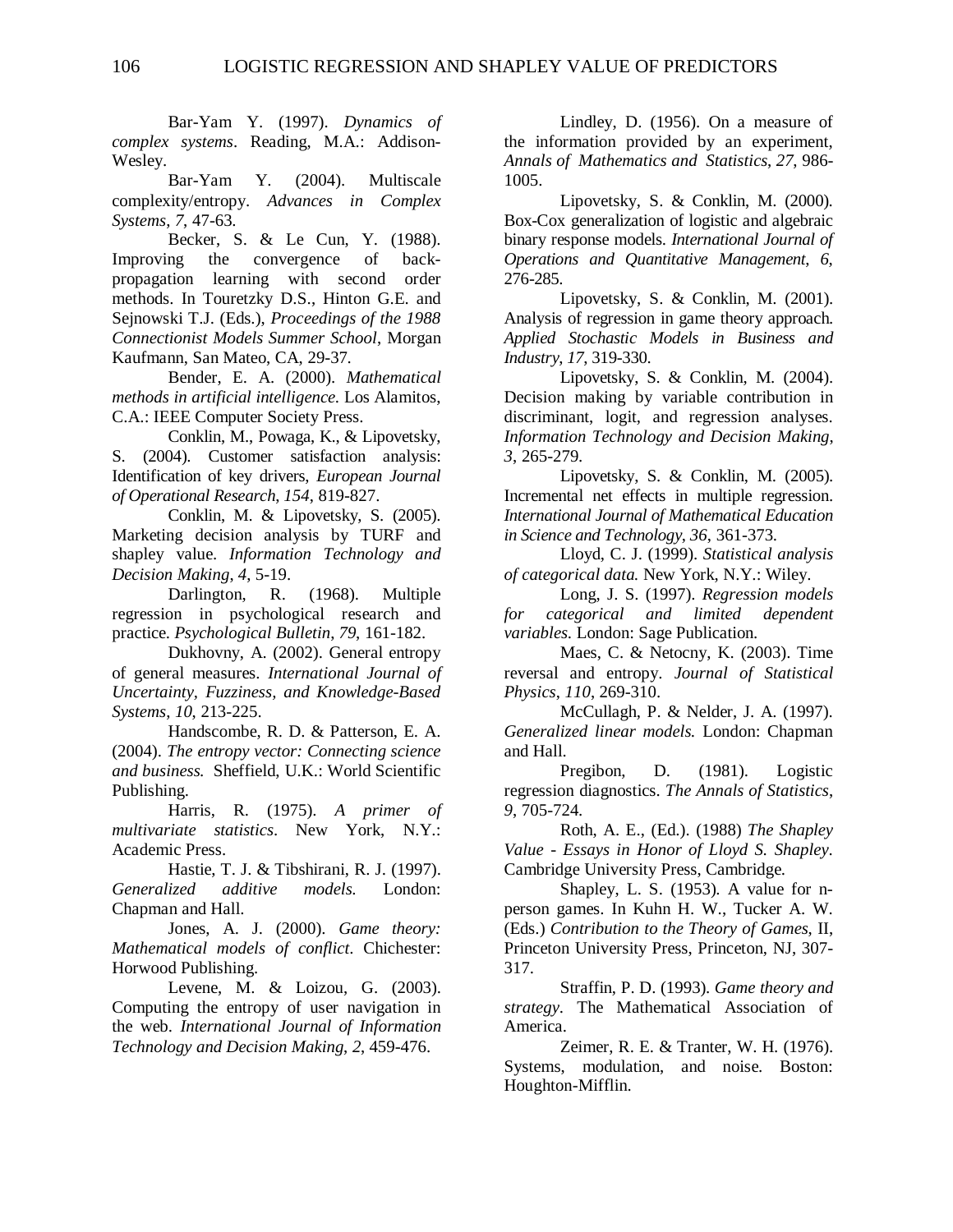Bar-Yam Y. (1997). *Dynamics of complex systems*. Reading, M.A.: Addison-Wesley.

Bar-Yam Y. (2004). Multiscale complexity/entropy. *Advances in Complex Systems*, *7*, 47-63.

Becker, S. & Le Cun, Y. (1988). Improving the convergence of back-propagation learning with second order methods. In Touretzky D.S., Hinton G.E. and Sejnowski T.J. (Eds.), *Proceedings of the 1988 Connectionist Models Summer School*, Morgan Kaufmann, San Mateo, CA, 29-37.

Bender, E. A. (2000). *Mathematical methods in artificial intelligence*. Los Alamitos, C.A.: IEEE Computer Society Press.

Conklin, M., Powaga, K., & Lipovetsky, S. (2004). Customer satisfaction analysis: Identification of key drivers, *European Journal of Operational Research*, *154*, 819-827.

Conklin, M. & Lipovetsky, S. (2005). Marketing decision analysis by TURF and shapley value. *Information Technology and Decision Making*, *4*, 5-19.

Darlington, R. (1968). Multiple regression in psychological research and practice. *Psychological Bulletin*, *79*, 161-182.

Dukhovny, A. (2002). General entropy of general measures. *International Journal of Uncertainty, Fuzziness, and Knowledge-Based Systems*, *10*, 213-225.

Handscombe, R. D. & Patterson, E. A. (2004). *The entropy vector: Connecting science and business.* Sheffield, U.K.: World Scientific Publishing.

Harris, R. (1975). *A primer of multivariate statistics*. New York, N.Y.: Academic Press.

Hastie, T. J. & Tibshirani, R. J. (1997). *Generalized additive models.* London: Chapman and Hall.

Jones, A. J. (2000). *Game theory: Mathematical models of conflict*. Chichester: Horwood Publishing.

Levene, M. & Loizou, G. (2003). Computing the entropy of user navigation in the web. *International Journal of Information Technology and Decision Making*, *2*, 459-476.

Lindley, D. (1956). On a measure of the information provided by an experiment, *Annals of Mathematics and Statistics*, *27*, 986-1005.

Lipovetsky, S. & Conklin, M. (2000). Box-Cox generalization of logistic and algebraic binary response models. *International Journal of Operations and Quantitative Management*, *6*, 276-285.

Lipovetsky, S. & Conklin, M. (2001). Analysis of regression in game theory approach. *Applied Stochastic Models in Business and Industry*, *17*, 319-330.

Lipovetsky, S. & Conklin, M. (2004). Decision making by variable contribution in discriminant, logit, and regression analyses. *Information Technology and Decision Making*, *3*, 265-279.

Lipovetsky, S. & Conklin, M. (2005). Incremental net effects in multiple regression. *International Journal of Mathematical Education in Science and Technology*, *36*, 361-373.

Lloyd, C. J. (1999). *Statistical analysis of categorical data.* New York, N.Y.: Wiley.

Long, J. S. (1997). *Regression models for categorical and limited dependent variables.* London: Sage Publication.

Maes, C. & Netocny, K. (2003). Time reversal and entropy. *Journal of Statistical Physics*, *110*, 269-310.

McCullagh, P. & Nelder, J. A. (1997). *Generalized linear models.* London: Chapman and Hall.

Pregibon, D. (1981). Logistic regression diagnostics. *The Annals of Statistics*, *9*, 705-724.

Roth, A. E., (Ed.). (1988) *The Shapley Value - Essays in Honor of Lloyd S. Shapley*. Cambridge University Press, Cambridge.

Shapley, L. S. (1953). A value for n-person games. In Kuhn H. W., Tucker A. W. (Eds.) *Contribution to the Theory of Games*, II, Princeton University Press, Princeton, NJ, 307-317.

Straffin, P. D. (1993). *Game theory and strategy*. The Mathematical Association of America.

Zeimer, R. E. & Tranter, W. H. (1976). Systems, modulation, and noise. Boston: Houghton-Mifflin.